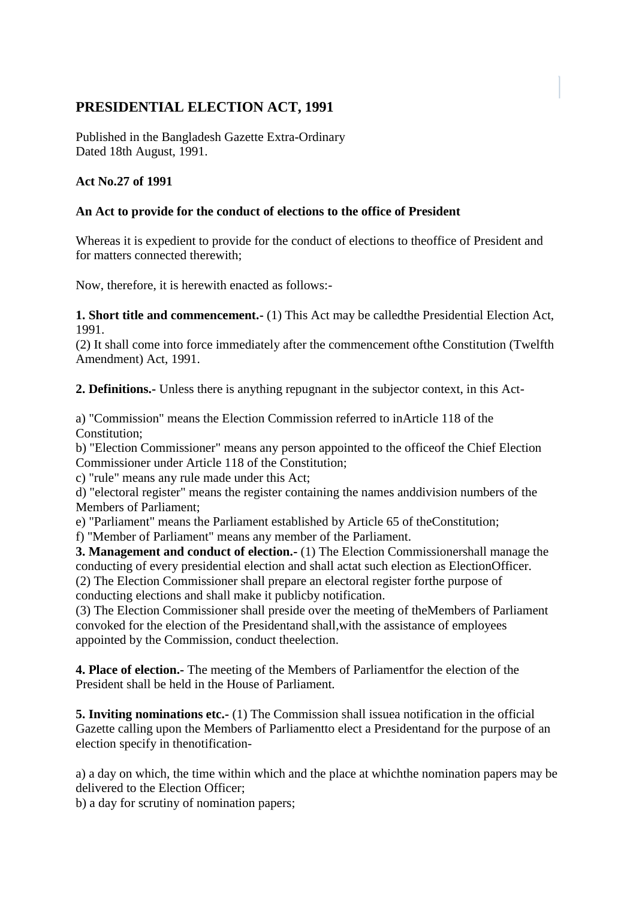# PRESIDENTIAL ELECTION ACT, 1991

Published in the Bangladesh Gazette Extra-Ordinary
Dated 18th August, 1991.

**Act No.27 of 1991**

**An Act to provide for the conduct of elections to the office of President**

Whereas it is expedient to provide for the conduct of elections to theoffice of President and for matters connected therewith;

Now, therefore, it is herewith enacted as follows:-

**1. Short title and commencement.-** (1) This Act may be calledthe Presidential Election Act, 1991.
(2) It shall come into force immediately after the commencement ofthe Constitution (Twelfth Amendment) Act, 1991.

**2. Definitions.-** Unless there is anything repugnant in the subjector context, in this Act-

a) "Commission" means the Election Commission referred to inArticle 118 of the Constitution;
b) "Election Commissioner" means any person appointed to the officeof the Chief Election Commissioner under Article 118 of the Constitution;
c) "rule" means any rule made under this Act;
d) "electoral register" means the register containing the names anddivision numbers of the Members of Parliament;
e) "Parliament" means the Parliament established by Article 65 of theConstitution;
f) "Member of Parliament" means any member of the Parliament.

**3. Management and conduct of election.-** (1) The Election Commissionershall manage the conducting of every presidential election and shall actat such election as ElectionOfficer.
(2) The Election Commissioner shall prepare an electoral register forthe purpose of conducting elections and shall make it publicby notification.
(3) The Election Commissioner shall preside over the meeting of theMembers of Parliament convoked for the election of the Presidentand shall,with the assistance of employees appointed by the Commission, conduct theelection.

**4. Place of election.-** The meeting of the Members of Parliamentfor the election of the President shall be held in the House of Parliament.

**5. Inviting nominations etc.-** (1) The Commission shall issuea notification in the official Gazette calling upon the Members of Parliamentto elect a Presidentand for the purpose of an election specify in thenotification-

a) a day on which, the time within which and the place at whichthe nomination papers may be delivered to the Election Officer;
b) a day for scrutiny of nomination papers;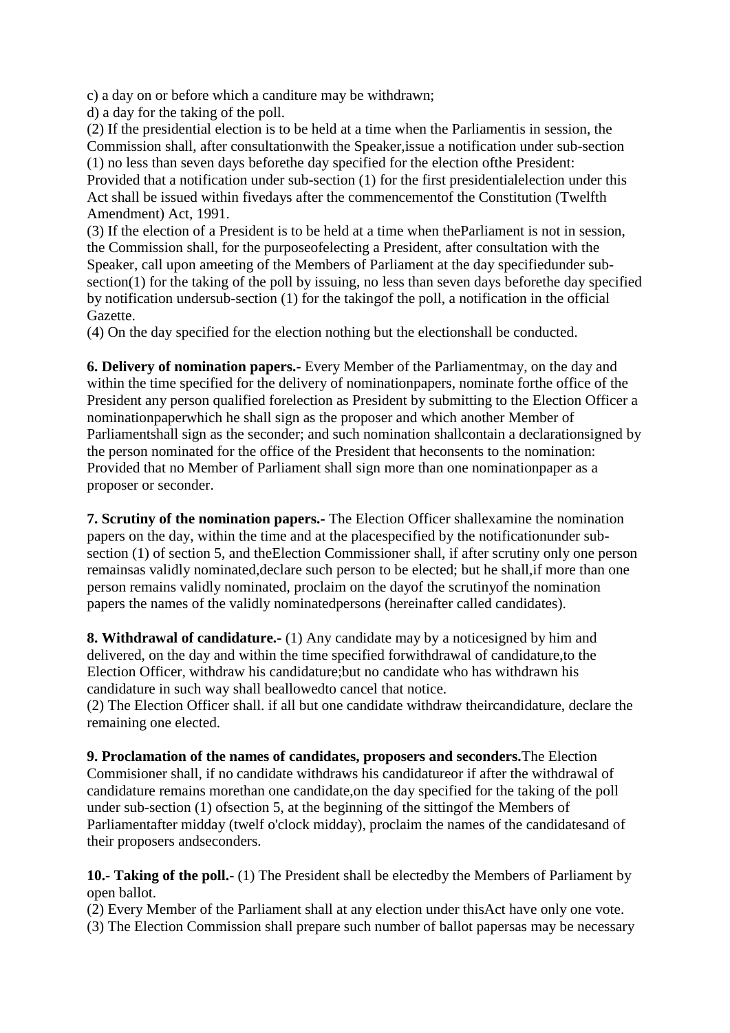c) a day on or before which a canditure may be withdrawn;

d) a day for the taking of the poll.

(2) If the presidential election is to be held at a time when the Parliamentis in session, the Commission shall, after consultationwith the Speaker,issue a notification under sub-section (1) no less than seven days beforethe day specified for the election ofthe President:

Provided that a notification under sub-section (1) for the first presidentialelection under this Act shall be issued within fivedays after the commencementof the Constitution (Twelfth Amendment) Act, 1991.

(3) If the election of a President is to be held at a time when theParliament is not in session, the Commission shall, for the purposeofelecting a President, after consultation with the Speaker, call upon ameeting of the Members of Parliament at the day specifiedunder sub-section(1) for the taking of the poll by issuing, no less than seven days beforethe day specified by notification undersub-section (1) for the takingof the poll, a notification in the official Gazette.

(4) On the day specified for the election nothing but the electionshall be conducted.

**6. Delivery of nomination papers.-** Every Member of the Parliamentmay, on the day and within the time specified for the delivery of nominationpapers, nominate forthe office of the President any person qualified forelection as President by submitting to the Election Officer a nominationpaperwhich he shall sign as the proposer and which another Member of Parliamentshall sign as the seconder; and such nomination shallcontain a declarationsigned by the person nominated for the office of the President that heconsents to the nomination:

Provided that no Member of Parliament shall sign more than one nominationpaper as a proposer or seconder.

**7. Scrutiny of the nomination papers.-** The Election Officer shallexamine the nomination papers on the day, within the time and at the placespecified by the notificationunder sub-section (1) of section 5, and theElection Commissioner shall, if after scrutiny only one person remainsas validly nominated,declare such person to be elected; but he shall,if more than one person remains validly nominated, proclaim on the dayof the scrutinyof the nomination papers the names of the validly nominatedpersons (hereinafter called candidates).

**8. Withdrawal of candidature.-** (1) Any candidate may by a noticesigned by him and delivered, on the day and within the time specified forwithdrawal of candidature,to the Election Officer, withdraw his candidature;but no candidate who has withdrawn his candidature in such way shall beallowedto cancel that notice.

(2) The Election Officer shall. if all but one candidate withdraw theircandidature, declare the remaining one elected.

**9. Proclamation of the names of candidates, proposers and seconders.**The Election Commisioner shall, if no candidate withdraws his candidatureor if after the withdrawal of candidature remains morethan one candidate,on the day specified for the taking of the poll under sub-section (1) ofsection 5, at the beginning of the sittingof the Members of Parliamentafter midday (twelf o'clock midday), proclaim the names of the candidatesand of their proposers andseconders.

**10.- Taking of the poll.-** (1) The President shall be electedby the Members of Parliament by open ballot.

(2) Every Member of the Parliament shall at any election under thisAct have only one vote.

(3) The Election Commission shall prepare such number of ballot papersas may be necessary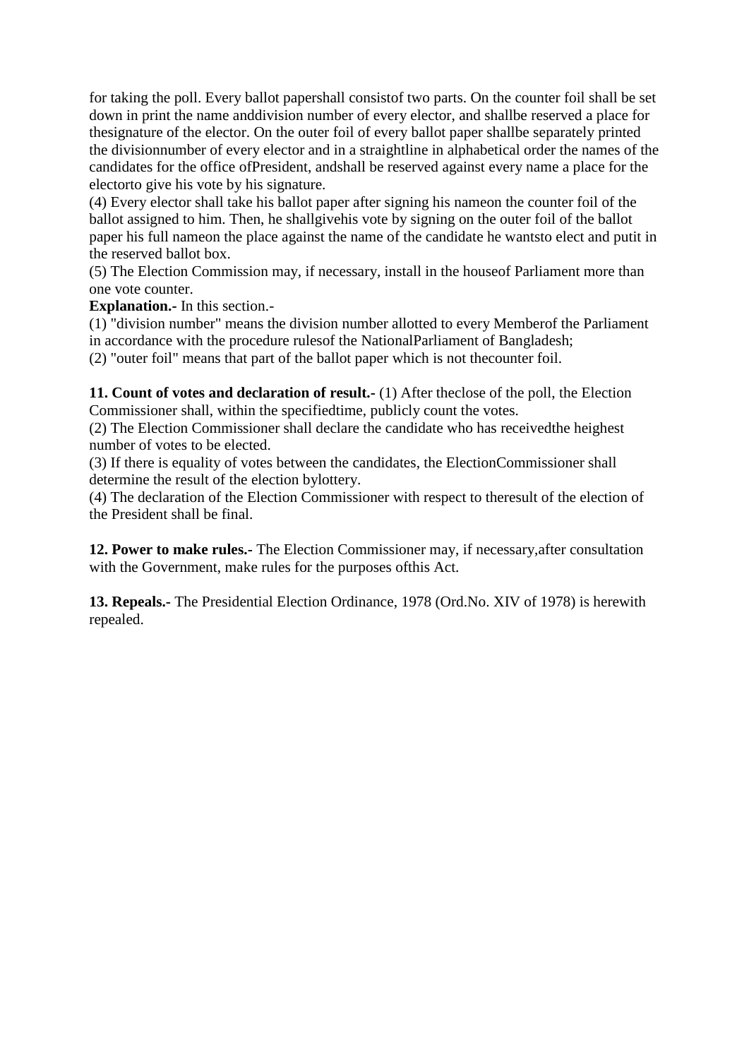for taking the poll. Every ballot papershall consistof two parts. On the counter foil shall be set down in print the name anddivision number of every elector, and shallbe reserved a place for thesignature of the elector. On the outer foil of every ballot paper shallbe separately printed the divisionnumber of every elector and in a straightline in alphabetical order the names of the candidates for the office ofPresident, andshall be reserved against every name a place for the electorto give his vote by his signature.

(4) Every elector shall take his ballot paper after signing his nameon the counter foil of the ballot assigned to him. Then, he shallgivehis vote by signing on the outer foil of the ballot paper his full nameon the place against the name of the candidate he wantsto elect and putit in the reserved ballot box.

(5) The Election Commission may, if necessary, install in the houseof Parliament more than one vote counter.

**Explanation.-** In this section.-

(1) "division number" means the division number allotted to every Memberof the Parliament in accordance with the procedure rulesof the NationalParliament of Bangladesh;

(2) "outer foil" means that part of the ballot paper which is not thecounter foil.

**11. Count of votes and declaration of result.-** (1) After theclose of the poll, the Election Commissioner shall, within the specifiedtime, publicly count the votes.

(2) The Election Commissioner shall declare the candidate who has receivedthe heighest number of votes to be elected.

(3) If there is equality of votes between the candidates, the ElectionCommissioner shall determine the result of the election bylottery.

(4) The declaration of the Election Commissioner with respect to theresult of the election of the President shall be final.

**12. Power to make rules.-** The Election Commissioner may, if necessary,after consultation with the Government, make rules for the purposes ofthis Act.

**13. Repeals.-** The Presidential Election Ordinance, 1978 (Ord.No. XIV of 1978) is herewith repealed.